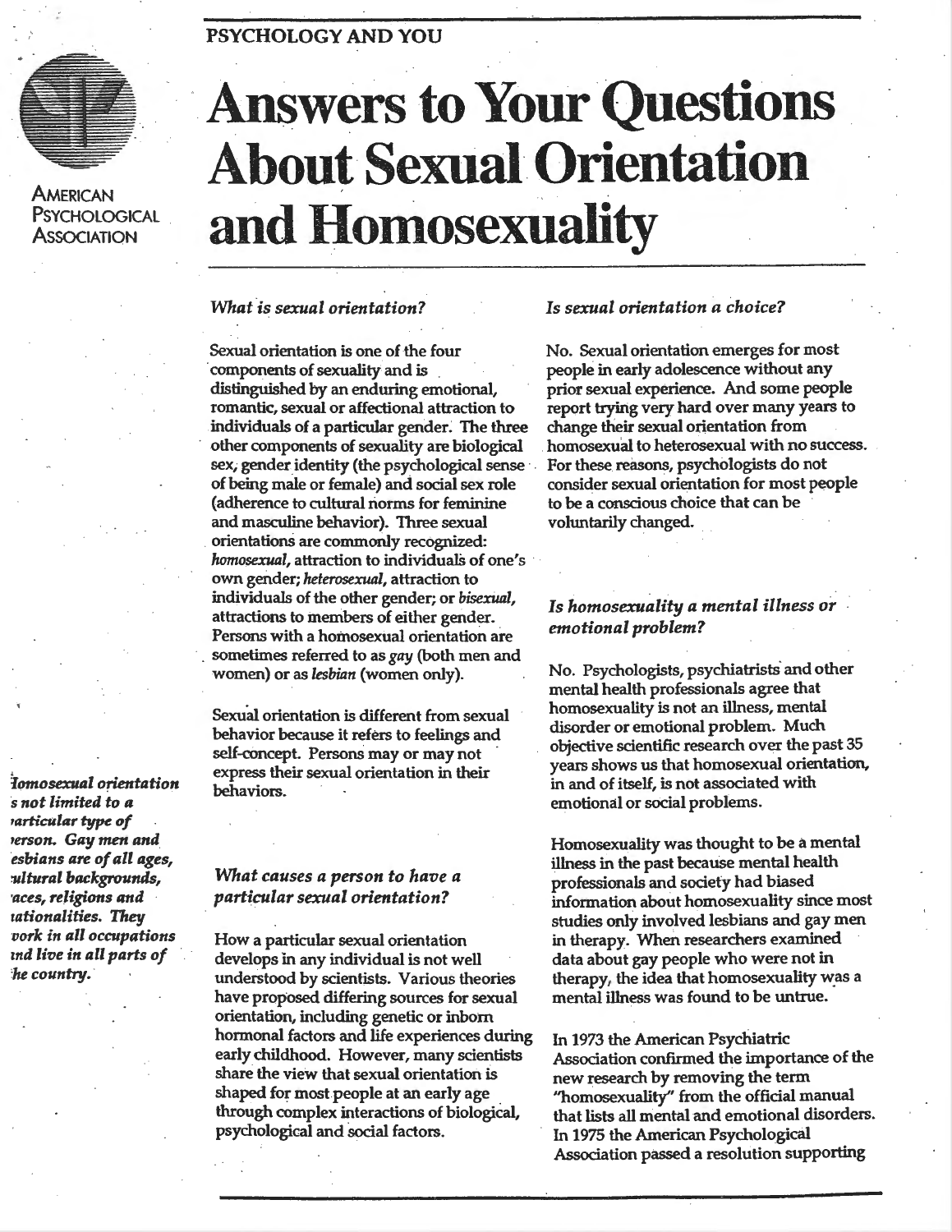PSYCHOLOGY AND YOU

AMERICAN PSYCHOLOGICAL ASSOCIATION

# Answers to Your Questions About Sexual Orientation and Homosexuality

### *What is sexual orientation?*

Sexual orientation is one of the four components of sexuality and is distinguished by an enduring emotional, romantic, sexual or affectional attraction to individuals of a particular gender. The three other components of sexuality are biological sex, gender identity (the psychological sense of being male or female) and social sex role (adherence to cultural norms for feminine and masculine behavior). Three sexual orientations are commonly recognized: *homosexual*, attraction to individuals of one's own gender; *heterosexual*, attraction to individuals of the other gender; or *bisexual*, attractions to members of either gender. Persons with a homosexual orientation are sometimes referred to as *gay* (both men and women) or as *lesbian* (women only).

Sexual orientation is different from sexual behavior because it refers to feelings and self-concept. Persons may or may not express their sexual orientation in their behaviors.

***Homosexual orientation is not limited to a particular type of person. Gay men and lesbians are of all ages, cultural backgrounds, races, religions and nationalities. They work in all occupations and live in all parts of the country.***

### *What causes a person to have a particular sexual orientation?*

How a particular sexual orientation develops in any individual is not well understood by scientists. Various theories have proposed differing sources for sexual orientation, including genetic or inborn hormonal factors and life experiences during early childhood. However, many scientists share the view that sexual orientation is shaped for most people at an early age through complex interactions of biological, psychological and social factors.

### *Is sexual orientation a choice?*

No. Sexual orientation emerges for most people in early adolescence without any prior sexual experience. And some people report trying very hard over many years to change their sexual orientation from homosexual to heterosexual with no success. For these reasons, psychologists do not consider sexual orientation for most people to be a conscious choice that can be voluntarily changed.

### *Is homosexuality a mental illness or emotional problem?*

No. Psychologists, psychiatrists and other mental health professionals agree that homosexuality is not an illness, mental disorder or emotional problem. Much objective scientific research over the past 35 years shows us that homosexual orientation, in and of itself, is not associated with emotional or social problems.

Homosexuality was thought to be a mental illness in the past because mental health professionals and society had biased information about homosexuality since most studies only involved lesbians and gay men in therapy. When researchers examined data about gay people who were not in therapy, the idea that homosexuality was a mental illness was found to be untrue.

In 1973 the American Psychiatric Association confirmed the importance of the new research by removing the term "homosexuality" from the official manual that lists all mental and emotional disorders. In 1975 the American Psychological Association passed a resolution supporting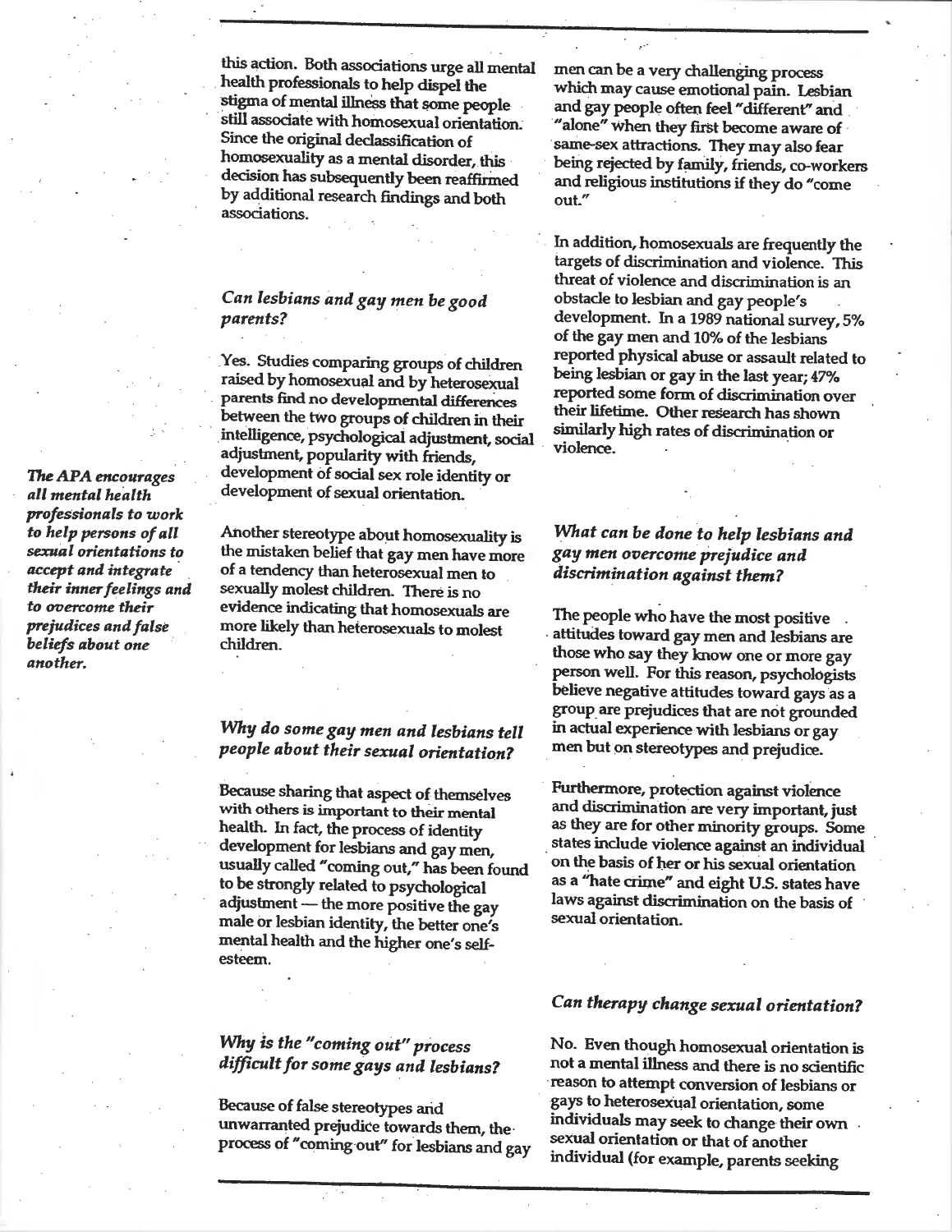this action. Both associations urge all mental health professionals to help dispel the stigma of mental illness that some people still associate with homosexual orientation. Since the original declassification of homosexuality as a mental disorder, this decision has subsequently been reaffirmed by additional research findings and both associations.

### *Can lesbians and gay men be good parents?*

Yes. Studies comparing groups of children raised by homosexual and by heterosexual parents find no developmental differences between the two groups of children in their intelligence, psychological adjustment, social adjustment, popularity with friends, development of social sex role identity or development of sexual orientation.

*The APA encourages all mental health professionals to work to help persons of all sexual orientations to accept and integrate their inner feelings and to overcome their prejudices and false beliefs about one another.*

Another stereotype about homosexuality is the mistaken belief that gay men have more of a tendency than heterosexual men to sexually molest children. There is no evidence indicating that homosexuals are more likely than heterosexuals to molest children.

### *Why do some gay men and lesbians tell people about their sexual orientation?*

Because sharing that aspect of themselves with others is important to their mental health. In fact, the process of identity development for lesbians and gay men, usually called "coming out," has been found to be strongly related to psychological adjustment — the more positive the gay male or lesbian identity, the better one's mental health and the higher one's self-esteem.

### *Why is the "coming out" process difficult for some gays and lesbians?*

Because of false stereotypes and unwarranted prejudice towards them, the process of "coming out" for lesbians and gay men can be a very challenging process which may cause emotional pain. Lesbian and gay people often feel "different" and "alone" when they first become aware of same-sex attractions. They may also fear being rejected by family, friends, co-workers and religious institutions if they do "come out."

In addition, homosexuals are frequently the targets of discrimination and violence. This threat of violence and discrimination is an obstacle to lesbian and gay people's development. In a 1989 national survey, 5% of the gay men and 10% of the lesbians reported physical abuse or assault related to being lesbian or gay in the last year; 47% reported some form of discrimination over their lifetime. Other research has shown similarly high rates of discrimination or violence.

### *What can be done to help lesbians and gay men overcome prejudice and discrimination against them?*

The people who have the most positive attitudes toward gay men and lesbians are those who say they know one or more gay person well. For this reason, psychologists believe negative attitudes toward gays as a group are prejudices that are not grounded in actual experience with lesbians or gay men but on stereotypes and prejudice.

Furthermore, protection against violence and discrimination are very important, just as they are for other minority groups. Some states include violence against an individual on the basis of her or his sexual orientation as a "hate crime" and eight U.S. states have laws against discrimination on the basis of sexual orientation.

### *Can therapy change sexual orientation?*

No. Even though homosexual orientation is not a mental illness and there is no scientific reason to attempt conversion of lesbians or gays to heterosexual orientation, some individuals may seek to change their own sexual orientation or that of another individual (for example, parents seeking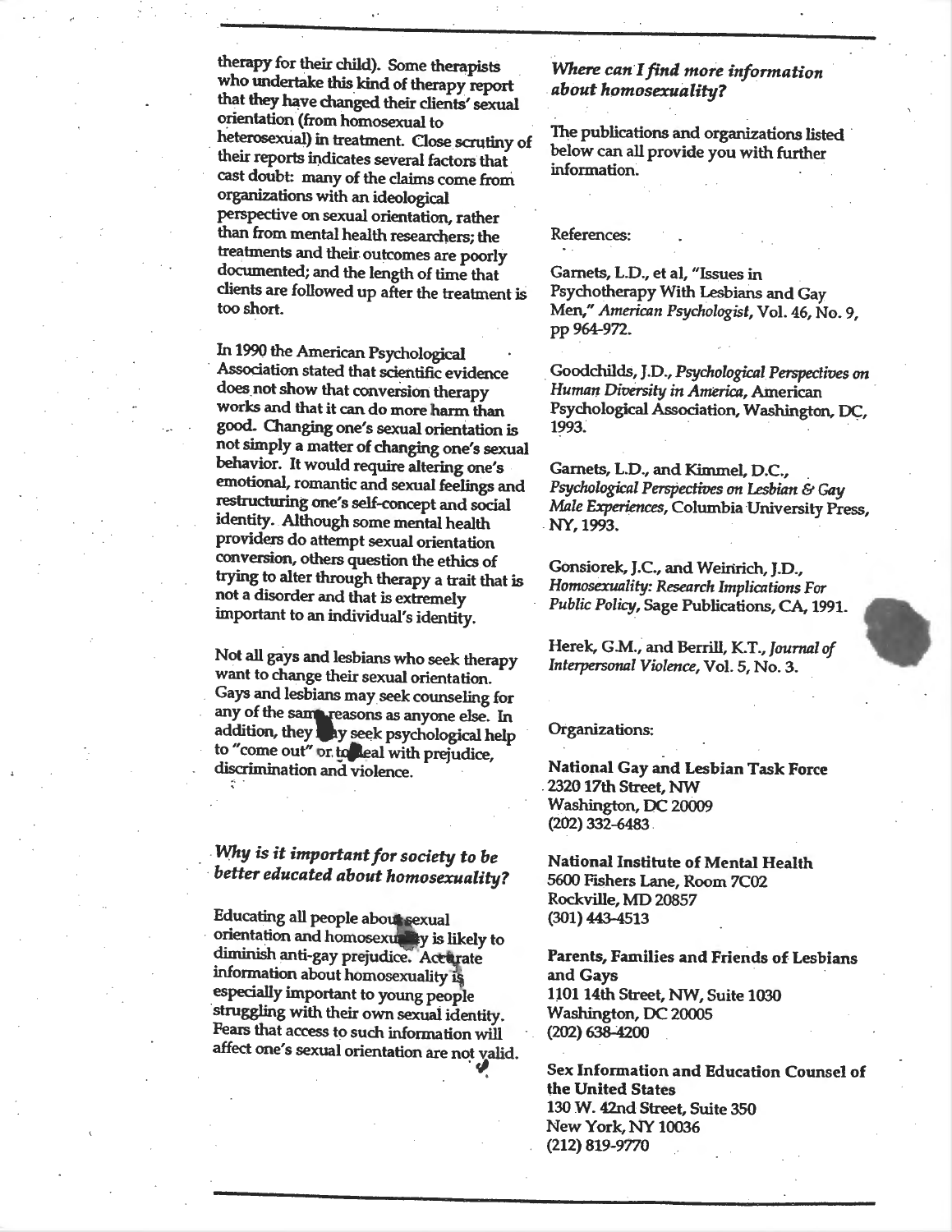therapy for their child). Some therapists who undertake this kind of therapy report that they have changed their clients' sexual orientation (from homosexual to heterosexual) in treatment. Close scrutiny of their reports indicates several factors that cast doubt: many of the claims come from organizations with an ideological perspective on sexual orientation, rather than from mental health researchers; the treatments and their outcomes are poorly documented; and the length of time that clients are followed up after the treatment is too short.

In 1990 the American Psychological Association stated that scientific evidence does not show that conversion therapy works and that it can do more harm than good. Changing one's sexual orientation is not simply a matter of changing one's sexual behavior. It would require altering one's emotional, romantic and sexual feelings and restructuring one's self-concept and social identity. Although some mental health providers do attempt sexual orientation conversion, others question the ethics of trying to alter through therapy a trait that is not a disorder and that is extremely important to an individual's identity.

Not all gays and lesbians who seek therapy want to change their sexual orientation. Gays and lesbians may seek counseling for any of the same reasons as anyone else. In addition, they may seek psychological help to "come out" or to deal with prejudice, discrimination and violence.

### *Why is it important for society to be better educated about homosexuality?*

Educating all people about sexual orientation and homosexuality is likely to diminish anti-gay prejudice. Accurate information about homosexuality is especially important to young people struggling with their own sexual identity. Fears that access to such information will affect one's sexual orientation are not valid.

### *Where can I find more information about homosexuality?*

The publications and organizations listed below can all provide you with further information.

References:

Garnets, L.D., et al, "Issues in Psychotherapy With Lesbians and Gay Men," *American Psychologist*, Vol. 46, No. 9, pp 964-972.

Goodchilds, J.D., *Psychological Perspectives on Human Diversity in America*, American Psychological Association, Washington, DC, 1993.

Garnets, L.D., and Kimmel, D.C., *Psychological Perspectives on Lesbian & Gay Male Experiences*, Columbia University Press, NY, 1993.

Gonsiorek, J.C., and Weinrich, J.D., *Homosexuality: Research Implications For Public Policy*, Sage Publications, CA, 1991.

Herek, G.M., and Berrill, K.T., *Journal of Interpersonal Violence*, Vol. 5, No. 3.

Organizations:

**National Gay and Lesbian Task Force**
2320 17th Street, NW
Washington, DC 20009
(202) 332-6483

**National Institute of Mental Health**
5600 Fishers Lane, Room 7C02
Rockville, MD 20857
(301) 443-4513

**Parents, Families and Friends of Lesbians and Gays**
1101 14th Street, NW, Suite 1030
Washington, DC 20005
(202) 638-4200

**Sex Information and Education Counsel of the United States**
130 W. 42nd Street, Suite 350
New York, NY 10036
(212) 819-9770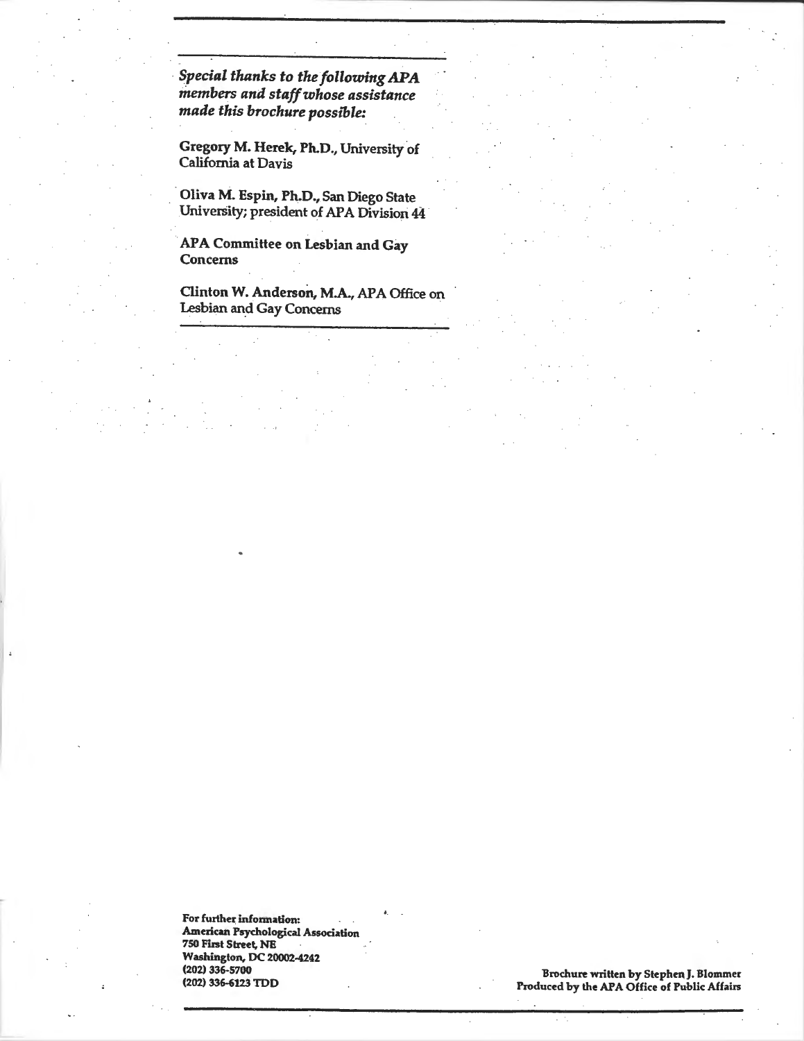***Special thanks to the following APA members and staff whose assistance made this brochure possible:***

**Gregory M. Herek, Ph.D., University of California at Davis**

**Oliva M. Espin, Ph.D., San Diego State University; president of APA Division 44**

**APA Committee on Lesbian and Gay Concerns**

**Clinton W. Anderson, M.A., APA Office on Lesbian and Gay Concerns**

**For further information:**
**American Psychological Association**
**750 First Street, NE**
**Washington, DC 20002-4242**
**(202) 336-5700**
**(202) 336-6123 TDD**

**Brochure written by Stephen J. Blommer**
**Produced by the APA Office of Public Affairs**